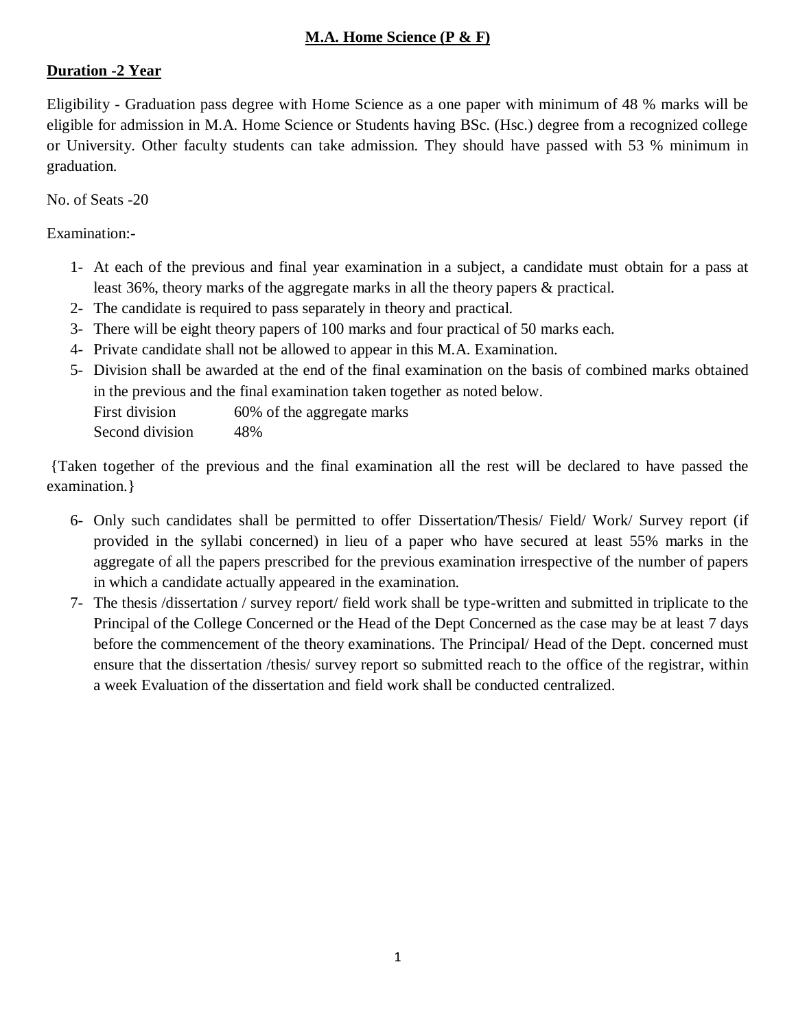# M.A. Home Science (P & F)

**Duration -2 Year**

Eligibility - Graduation pass degree with Home Science as a one paper with minimum of 48 % marks will be eligible for admission in M.A. Home Science or Students having BSc. (Hsc.) degree from a recognized college or University. Other faculty students can take admission. They should have passed with 53 % minimum in graduation.

No. of Seats -20

Examination:-

1- At each of the previous and final year examination in a subject, a candidate must obtain for a pass at least 36%, theory marks of the aggregate marks in all the theory papers & practical.
2- The candidate is required to pass separately in theory and practical.
3- There will be eight theory papers of 100 marks and four practical of 50 marks each.
4- Private candidate shall not be allowed to appear in this M.A. Examination.
5- Division shall be awarded at the end of the final examination on the basis of combined marks obtained in the previous and the final examination taken together as noted below.
   First division 60% of the aggregate marks
   Second division 48%

{Taken together of the previous and the final examination all the rest will be declared to have passed the examination.}

6- Only such candidates shall be permitted to offer Dissertation/Thesis/ Field/ Work/ Survey report (if provided in the syllabi concerned) in lieu of a paper who have secured at least 55% marks in the aggregate of all the papers prescribed for the previous examination irrespective of the number of papers in which a candidate actually appeared in the examination.
7- The thesis /dissertation / survey report/ field work shall be type-written and submitted in triplicate to the Principal of the College Concerned or the Head of the Dept Concerned as the case may be at least 7 days before the commencement of the theory examinations. The Principal/ Head of the Dept. concerned must ensure that the dissertation /thesis/ survey report so submitted reach to the office of the registrar, within a week Evaluation of the dissertation and field work shall be conducted centralized.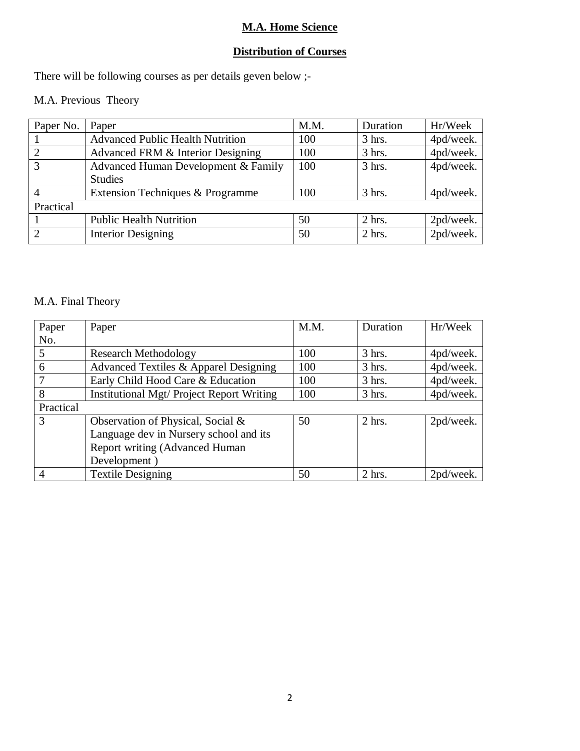**M.A. Home Science**

**Distribution of Courses**

There will be following courses as per details geven below ;-

M.A. Previous Theory

| Paper No. | Paper | M.M. | Duration | Hr/Week |
|---|---|---|---|---|
| 1 | Advanced Public Health Nutrition | 100 | 3 hrs. | 4pd/week. |
| 2 | Advanced FRM & Interior Designing | 100 | 3 hrs. | 4pd/week. |
| 3 | Advanced Human Development & Family Studies | 100 | 3 hrs. | 4pd/week. |
| 4 | Extension Techniques & Programme | 100 | 3 hrs. | 4pd/week. |
| Practical | | | | |
| 1 | Public Health Nutrition | 50 | 2 hrs. | 2pd/week. |
| 2 | Interior Designing | 50 | 2 hrs. | 2pd/week. |

M.A. Final Theory

| Paper No. | Paper | M.M. | Duration | Hr/Week |
|---|---|---|---|---|
| 5 | Research Methodology | 100 | 3 hrs. | 4pd/week. |
| 6 | Advanced Textiles & Apparel Designing | 100 | 3 hrs. | 4pd/week. |
| 7 | Early Child Hood Care & Education | 100 | 3 hrs. | 4pd/week. |
| 8 | Institutional Mgt/ Project Report Writing | 100 | 3 hrs. | 4pd/week. |
| Practical | | | | |
| 3 | Observation of Physical, Social & Language dev in Nursery school and its Report writing (Advanced Human Development ) | 50 | 2 hrs. | 2pd/week. |
| 4 | Textile Designing | 50 | 2 hrs. | 2pd/week. |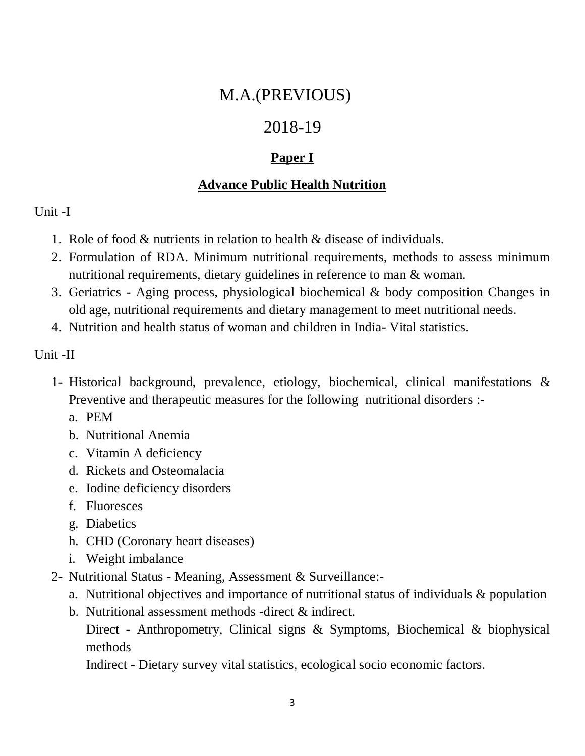# M.A.(PREVIOUS)

# 2018-19

## **Paper I**

## **Advance Public Health Nutrition**

Unit -I

1. Role of food & nutrients in relation to health & disease of individuals.
2. Formulation of RDA. Minimum nutritional requirements, methods to assess minimum nutritional requirements, dietary guidelines in reference to man & woman.
3. Geriatrics - Aging process, physiological biochemical & body composition Changes in old age, nutritional requirements and dietary management to meet nutritional needs.
4. Nutrition and health status of woman and children in India- Vital statistics.

Unit -II

1- Historical background, prevalence, etiology, biochemical, clinical manifestations & Preventive and therapeutic measures for the following nutritional disorders :-
   a. PEM
   b. Nutritional Anemia
   c. Vitamin A deficiency
   d. Rickets and Osteomalacia
   e. Iodine deficiency disorders
   f. Fluoresces
   g. Diabetics
   h. CHD (Coronary heart diseases)
   i. Weight imbalance

2- Nutritional Status - Meaning, Assessment & Surveillance:-
   a. Nutritional objectives and importance of nutritional status of individuals & population
   b. Nutritional assessment methods -direct & indirect.

      Direct - Anthropometry, Clinical signs & Symptoms, Biochemical & biophysical methods

      Indirect - Dietary survey vital statistics, ecological socio economic factors.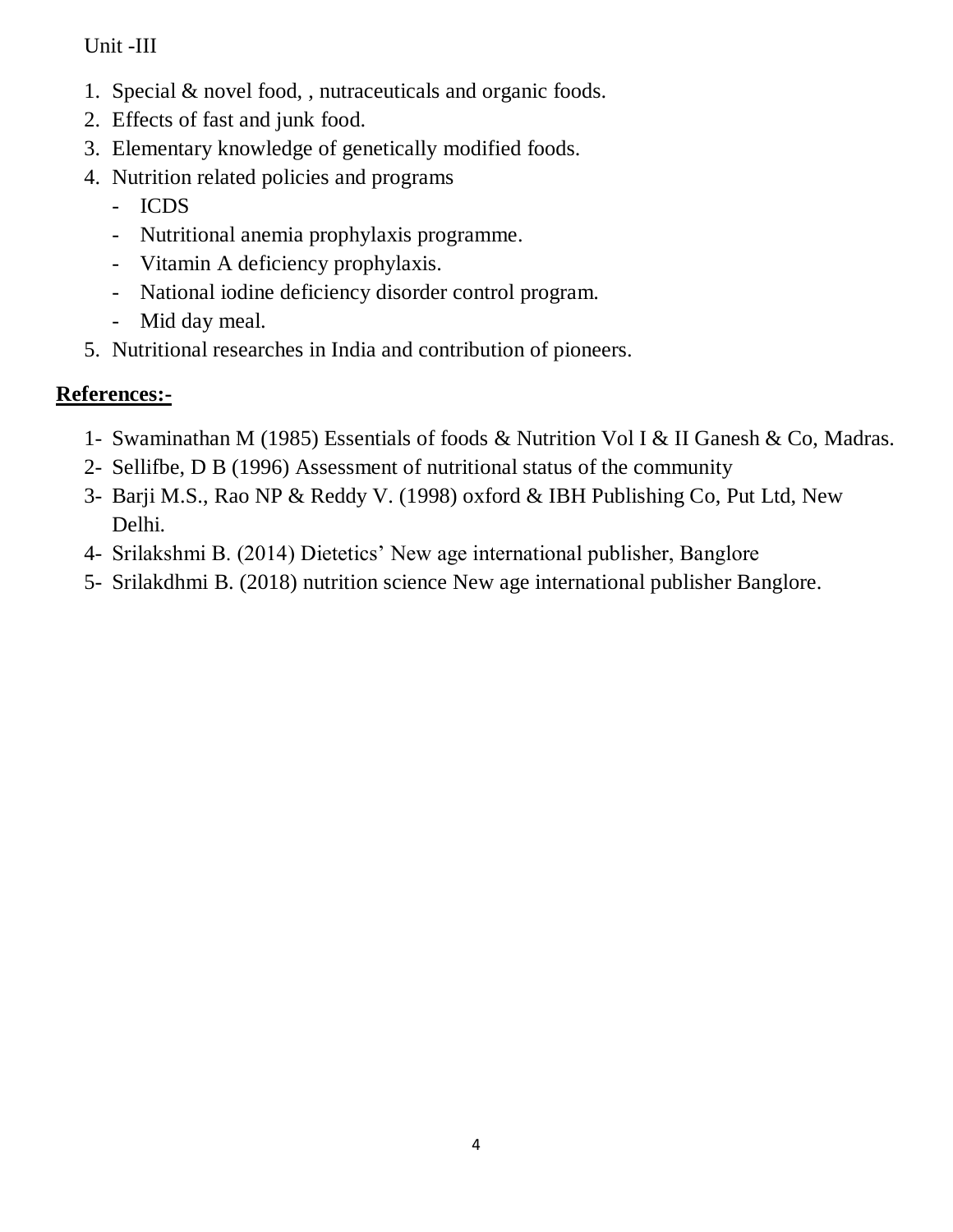Unit -III

1. Special & novel food, , nutraceuticals and organic foods.
2. Effects of fast and junk food.
3. Elementary knowledge of genetically modified foods.
4. Nutrition related policies and programs
   - ICDS
   - Nutritional anemia prophylaxis programme.
   - Vitamin A deficiency prophylaxis.
   - National iodine deficiency disorder control program.
   - Mid day meal.
5. Nutritional researches in India and contribution of pioneers.

**References:-**

1- Swaminathan M (1985) Essentials of foods & Nutrition Vol I & II Ganesh & Co, Madras.
2- Sellifbe, D B (1996) Assessment of nutritional status of the community
3- Barji M.S., Rao NP & Reddy V. (1998) oxford & IBH Publishing Co, Put Ltd, New Delhi.
4- Srilakshmi B. (2014) Dietetics' New age international publisher, Banglore
5- Srilakdhmi B. (2018) nutrition science New age international publisher Banglore.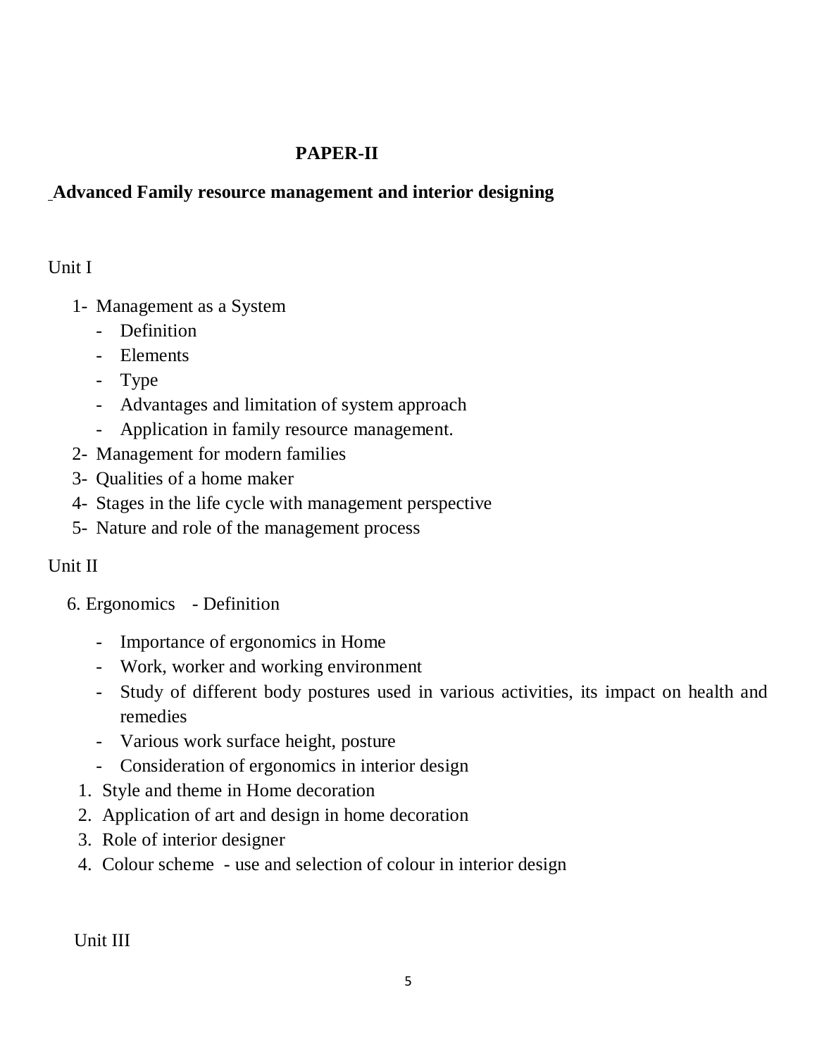# PAPER-II

## Advanced Family resource management and interior designing

Unit I

1- Management as a System
   - Definition
   - Elements
   - Type
   - Advantages and limitation of system approach
   - Application in family resource management.

2- Management for modern families

3- Qualities of a home maker

4- Stages in the life cycle with management perspective

5- Nature and role of the management process

Unit II

6. Ergonomics - Definition
   - Importance of ergonomics in Home
   - Work, worker and working environment
   - Study of different body postures used in various activities, its impact on health and remedies
   - Various work surface height, posture
   - Consideration of ergonomics in interior design

1. Style and theme in Home decoration
2. Application of art and design in home decoration
3. Role of interior designer
4. Colour scheme - use and selection of colour in interior design

Unit III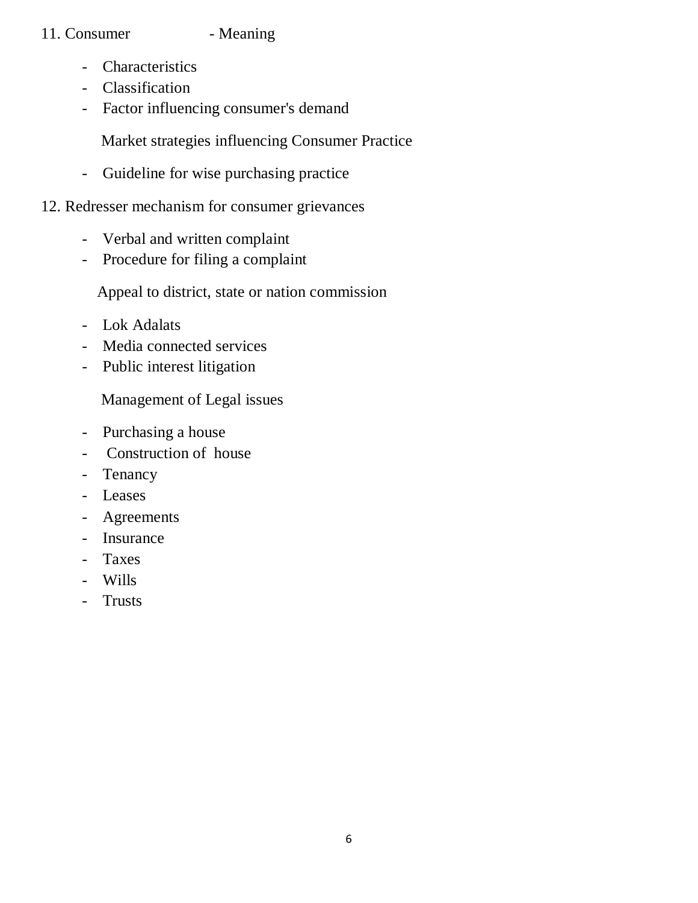11. Consumer - Meaning

- Characteristics
- Classification
- Factor influencing consumer's demand

Market strategies influencing Consumer Practice

- Guideline for wise purchasing practice

12. Redresser mechanism for consumer grievances

- Verbal and written complaint
- Procedure for filing a complaint

Appeal to district, state or nation commission

- Lok Adalats
- Media connected services
- Public interest litigation

Management of Legal issues

- Purchasing a house
- Construction of house
- Tenancy
- Leases
- Agreements
- Insurance
- Taxes
- Wills
- Trusts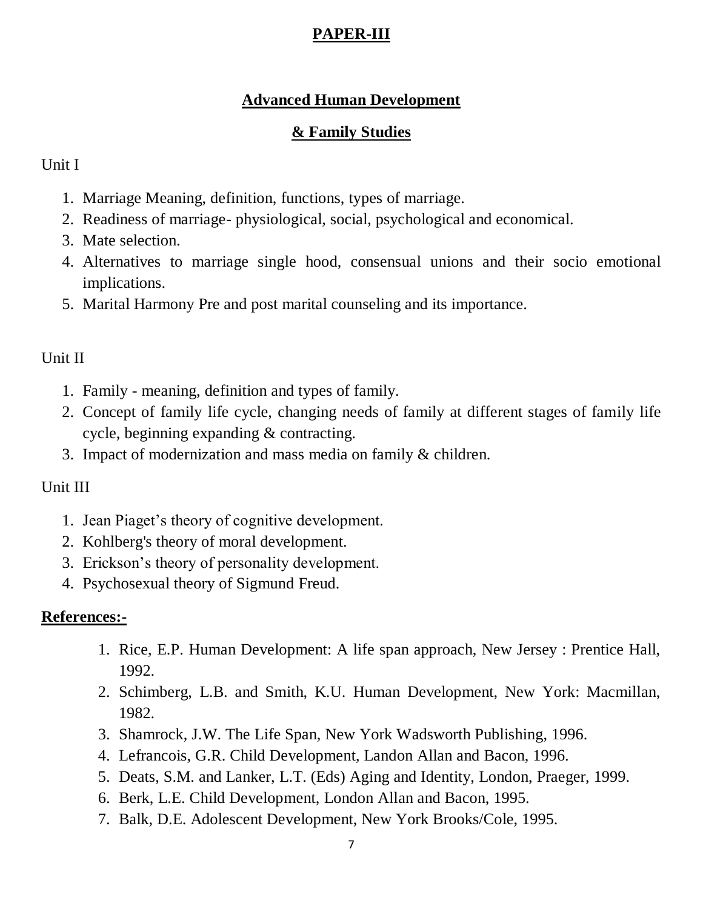## PAPER-III

## Advanced Human Development

## & Family Studies

Unit I

1. Marriage Meaning, definition, functions, types of marriage.
2. Readiness of marriage- physiological, social, psychological and economical.
3. Mate selection.
4. Alternatives to marriage single hood, consensual unions and their socio emotional implications.
5. Marital Harmony Pre and post marital counseling and its importance.

Unit II

1. Family - meaning, definition and types of family.
2. Concept of family life cycle, changing needs of family at different stages of family life cycle, beginning expanding & contracting.
3. Impact of modernization and mass media on family & children.

Unit III

1. Jean Piaget's theory of cognitive development.
2. Kohlberg's theory of moral development.
3. Erickson's theory of personality development.
4. Psychosexual theory of Sigmund Freud.

**References:-**

1. Rice, E.P. Human Development: A life span approach, New Jersey : Prentice Hall, 1992.
2. Schimberg, L.B. and Smith, K.U. Human Development, New York: Macmillan, 1982.
3. Shamrock, J.W. The Life Span, New York Wadsworth Publishing, 1996.
4. Lefrancois, G.R. Child Development, Landon Allan and Bacon, 1996.
5. Deats, S.M. and Lanker, L.T. (Eds) Aging and Identity, London, Praeger, 1999.
6. Berk, L.E. Child Development, London Allan and Bacon, 1995.
7. Balk, D.E. Adolescent Development, New York Brooks/Cole, 1995.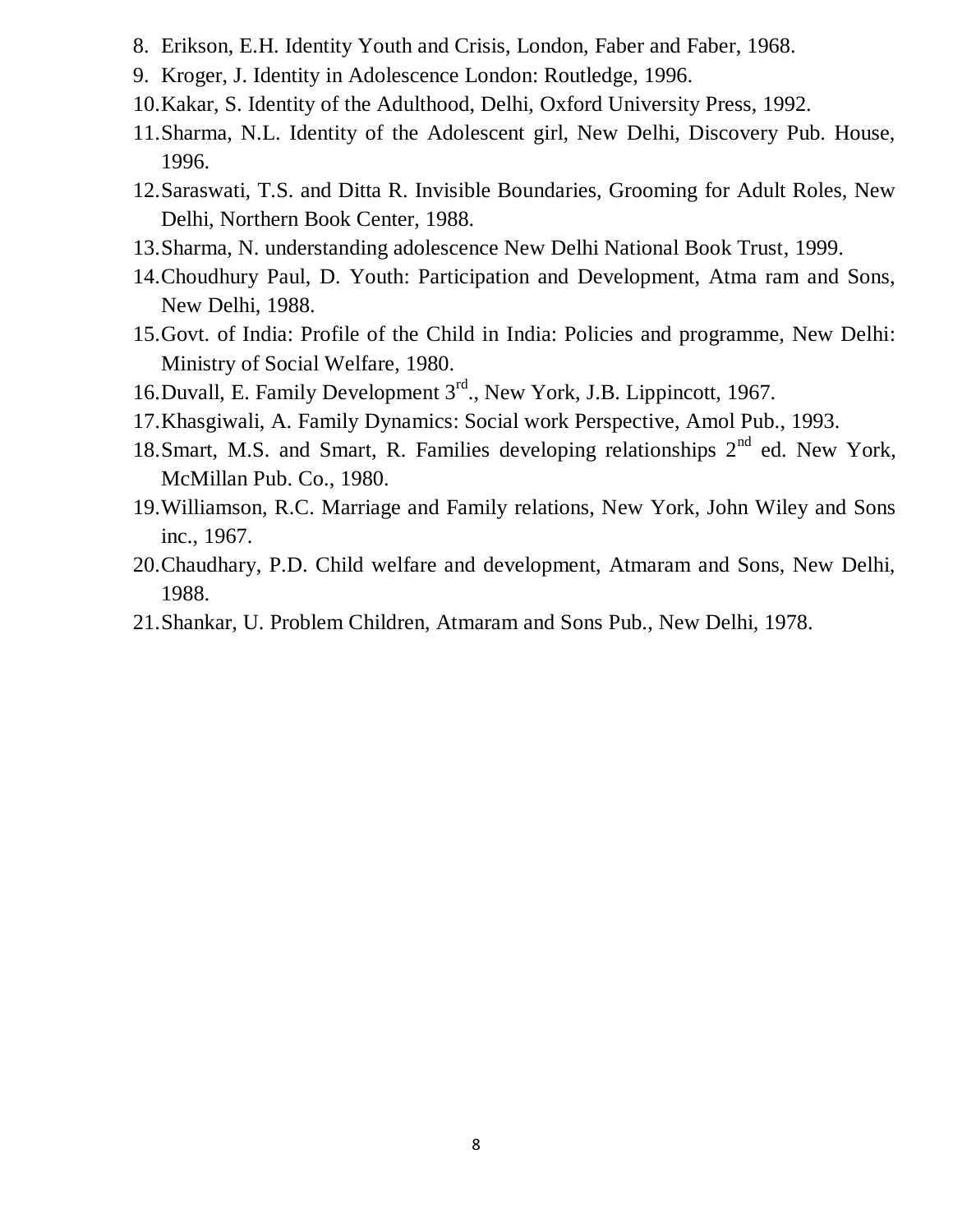8. Erikson, E.H. Identity Youth and Crisis, London, Faber and Faber, 1968.
9. Kroger, J. Identity in Adolescence London: Routledge, 1996.
10. Kakar, S. Identity of the Adulthood, Delhi, Oxford University Press, 1992.
11. Sharma, N.L. Identity of the Adolescent girl, New Delhi, Discovery Pub. House, 1996.
12. Saraswati, T.S. and Ditta R. Invisible Boundaries, Grooming for Adult Roles, New Delhi, Northern Book Center, 1988.
13. Sharma, N. understanding adolescence New Delhi National Book Trust, 1999.
14. Choudhury Paul, D. Youth: Participation and Development, Atma ram and Sons, New Delhi, 1988.
15. Govt. of India: Profile of the Child in India: Policies and programme, New Delhi: Ministry of Social Welfare, 1980.
16. Duvall, E. Family Development 3rd., New York, J.B. Lippincott, 1967.
17. Khasgiwali, A. Family Dynamics: Social work Perspective, Amol Pub., 1993.
18. Smart, M.S. and Smart, R. Families developing relationships 2nd ed. New York, McMillan Pub. Co., 1980.
19. Williamson, R.C. Marriage and Family relations, New York, John Wiley and Sons inc., 1967.
20. Chaudhary, P.D. Child welfare and development, Atmaram and Sons, New Delhi, 1988.
21. Shankar, U. Problem Children, Atmaram and Sons Pub., New Delhi, 1978.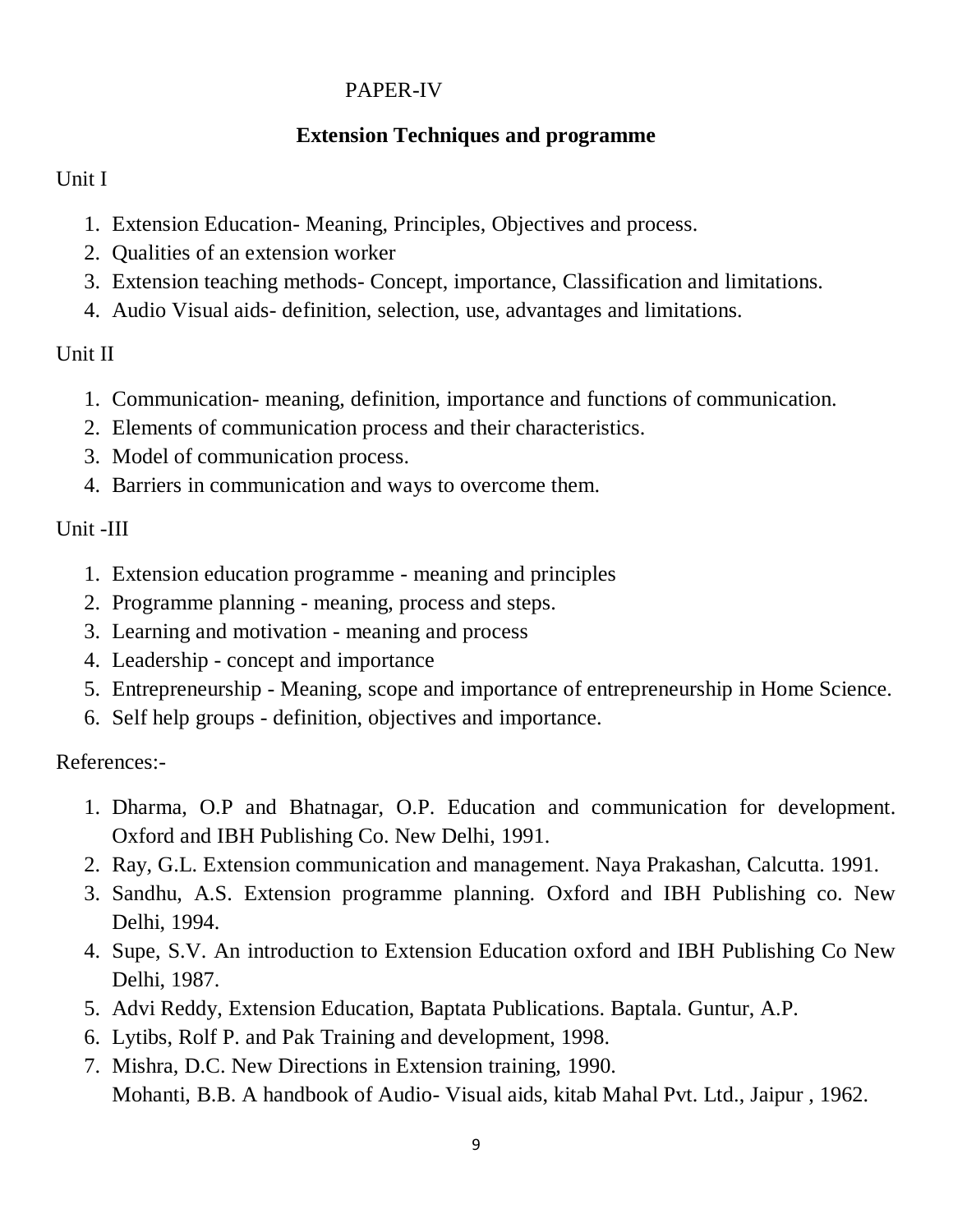## PAPER-IV

## Extension Techniques and programme

Unit I

1. Extension Education- Meaning, Principles, Objectives and process.
2. Qualities of an extension worker
3. Extension teaching methods- Concept, importance, Classification and limitations.
4. Audio Visual aids- definition, selection, use, advantages and limitations.

Unit II

1. Communication- meaning, definition, importance and functions of communication.
2. Elements of communication process and their characteristics.
3. Model of communication process.
4. Barriers in communication and ways to overcome them.

Unit -III

1. Extension education programme - meaning and principles
2. Programme planning - meaning, process and steps.
3. Learning and motivation - meaning and process
4. Leadership - concept and importance
5. Entrepreneurship - Meaning, scope and importance of entrepreneurship in Home Science.
6. Self help groups - definition, objectives and importance.

References:-

1. Dharma, O.P and Bhatnagar, O.P. Education and communication for development. Oxford and IBH Publishing Co. New Delhi, 1991.
2. Ray, G.L. Extension communication and management. Naya Prakashan, Calcutta. 1991.
3. Sandhu, A.S. Extension programme planning. Oxford and IBH Publishing co. New Delhi, 1994.
4. Supe, S.V. An introduction to Extension Education oxford and IBH Publishing Co New Delhi, 1987.
5. Advi Reddy, Extension Education, Baptata Publications. Baptala. Guntur, A.P.
6. Lytibs, Rolf P. and Pak Training and development, 1998.
7. Mishra, D.C. New Directions in Extension training, 1990.
   Mohanti, B.B. A handbook of Audio- Visual aids, kitab Mahal Pvt. Ltd., Jaipur , 1962.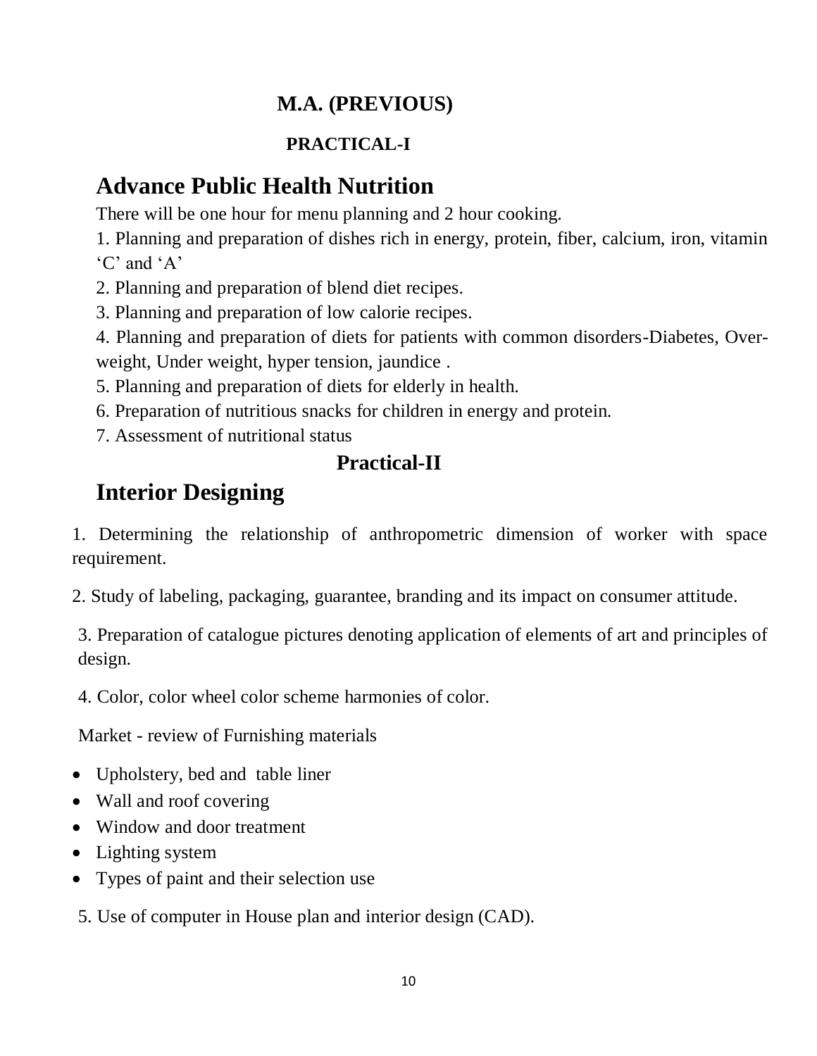## M.A. (PREVIOUS)

### PRACTICAL-I

# Advance Public Health Nutrition

There will be one hour for menu planning and 2 hour cooking.

1. Planning and preparation of dishes rich in energy, protein, fiber, calcium, iron, vitamin 'C' and 'A'
2. Planning and preparation of blend diet recipes.
3. Planning and preparation of low calorie recipes.
4. Planning and preparation of diets for patients with common disorders-Diabetes, Over-weight, Under weight, hyper tension, jaundice .
5. Planning and preparation of diets for elderly in health.
6. Preparation of nutritious snacks for children in energy and protein.
7. Assessment of nutritional status

### Practical-II

# Interior Designing

1. Determining the relationship of anthropometric dimension of worker with space requirement.

2. Study of labeling, packaging, guarantee, branding and its impact on consumer attitude.

3. Preparation of catalogue pictures denoting application of elements of art and principles of design.

4. Color, color wheel color scheme harmonies of color.

Market - review of Furnishing materials

- Upholstery, bed and table liner
- Wall and roof covering
- Window and door treatment
- Lighting system
- Types of paint and their selection use

5. Use of computer in House plan and interior design (CAD).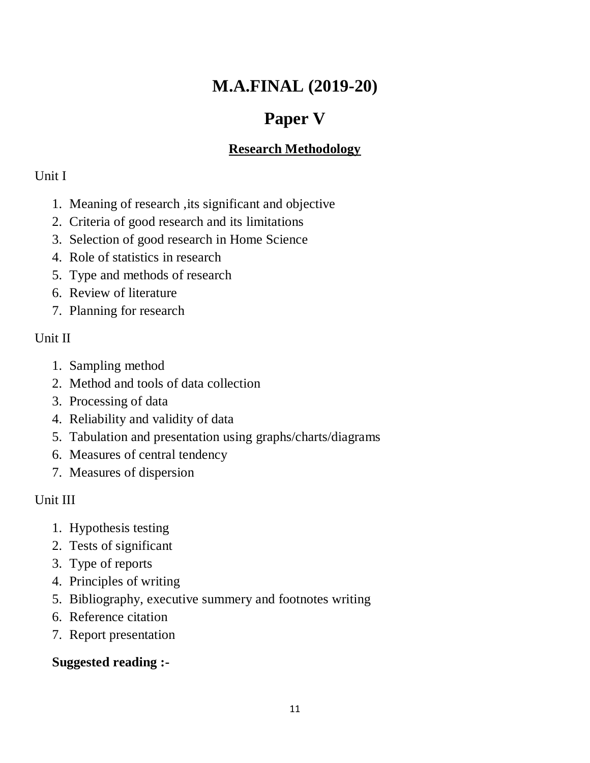# M.A.FINAL (2019-20)

## Paper V

### Research Methodology

Unit I

1. Meaning of research ,its significant and objective
2. Criteria of good research and its limitations
3. Selection of good research in Home Science
4. Role of statistics in research
5. Type and methods of research
6. Review of literature
7. Planning for research

Unit II

1. Sampling method
2. Method and tools of data collection
3. Processing of data
4. Reliability and validity of data
5. Tabulation and presentation using graphs/charts/diagrams
6. Measures of central tendency
7. Measures of dispersion

Unit III

1. Hypothesis testing
2. Tests of significant
3. Type of reports
4. Principles of writing
5. Bibliography, executive summery and footnotes writing
6. Reference citation
7. Report presentation

**Suggested reading :-**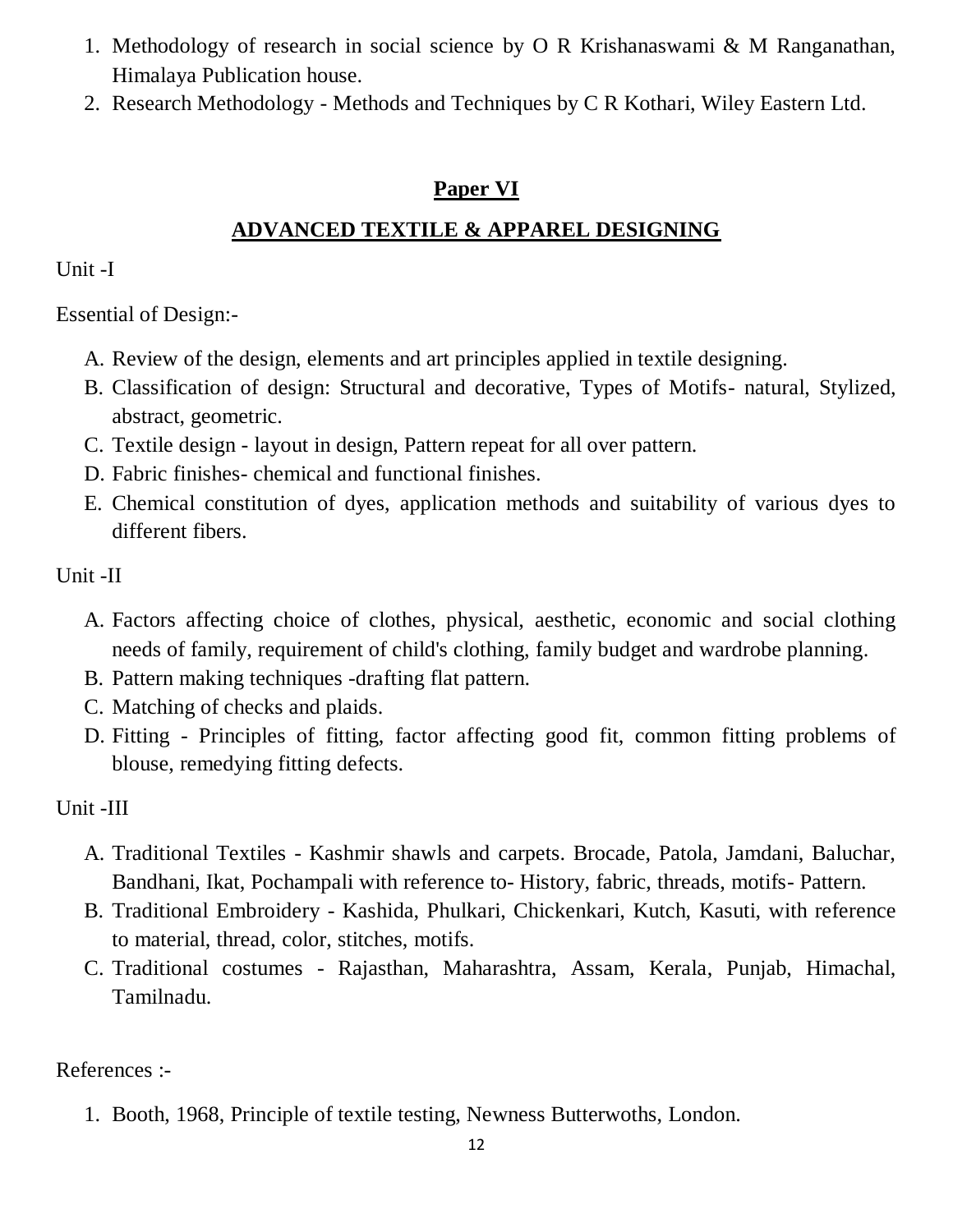1. Methodology of research in social science by O R Krishanaswami & M Ranganathan, Himalaya Publication house.
2. Research Methodology - Methods and Techniques by C R Kothari, Wiley Eastern Ltd.

## Paper VI

## ADVANCED TEXTILE & APPAREL DESIGNING

Unit -I

Essential of Design:-

A. Review of the design, elements and art principles applied in textile designing.
B. Classification of design: Structural and decorative, Types of Motifs- natural, Stylized, abstract, geometric.
C. Textile design - layout in design, Pattern repeat for all over pattern.
D. Fabric finishes- chemical and functional finishes.
E. Chemical constitution of dyes, application methods and suitability of various dyes to different fibers.

Unit -II

A. Factors affecting choice of clothes, physical, aesthetic, economic and social clothing needs of family, requirement of child's clothing, family budget and wardrobe planning.
B. Pattern making techniques -drafting flat pattern.
C. Matching of checks and plaids.
D. Fitting - Principles of fitting, factor affecting good fit, common fitting problems of blouse, remedying fitting defects.

Unit -III

A. Traditional Textiles - Kashmir shawls and carpets. Brocade, Patola, Jamdani, Baluchar, Bandhani, Ikat, Pochampali with reference to- History, fabric, threads, motifs- Pattern.
B. Traditional Embroidery - Kashida, Phulkari, Chickenkari, Kutch, Kasuti, with reference to material, thread, color, stitches, motifs.
C. Traditional costumes - Rajasthan, Maharashtra, Assam, Kerala, Punjab, Himachal, Tamilnadu.

References :-

1. Booth, 1968, Principle of textile testing, Newness Butterwoths, London.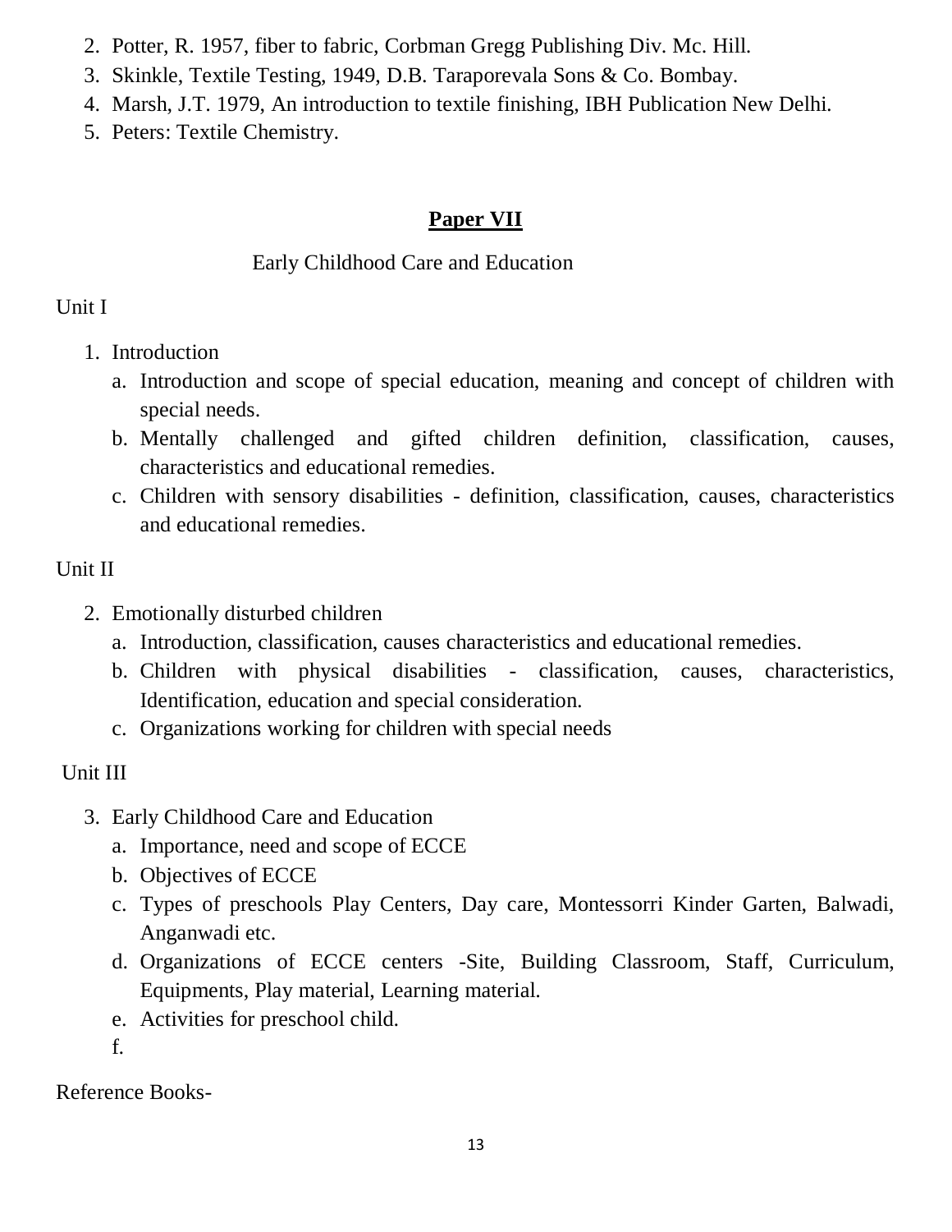2. Potter, R. 1957, fiber to fabric, Corbman Gregg Publishing Div. Mc. Hill.
3. Skinkle, Textile Testing, 1949, D.B. Taraporevala Sons & Co. Bombay.
4. Marsh, J.T. 1979, An introduction to textile finishing, IBH Publication New Delhi.
5. Peters: Textile Chemistry.

## Paper VII

### Early Childhood Care and Education

Unit I

1. Introduction
   a. Introduction and scope of special education, meaning and concept of children with special needs.
   b. Mentally challenged and gifted children definition, classification, causes, characteristics and educational remedies.
   c. Children with sensory disabilities - definition, classification, causes, characteristics and educational remedies.

Unit II

2. Emotionally disturbed children
   a. Introduction, classification, causes characteristics and educational remedies.
   b. Children with physical disabilities - classification, causes, characteristics, Identification, education and special consideration.
   c. Organizations working for children with special needs

Unit III

3. Early Childhood Care and Education
   a. Importance, need and scope of ECCE
   b. Objectives of ECCE
   c. Types of preschools Play Centers, Day care, Montessorri Kinder Garten, Balwadi, Anganwadi etc.
   d. Organizations of ECCE centers -Site, Building Classroom, Staff, Curriculum, Equipments, Play material, Learning material.
   e. Activities for preschool child.
   f.

Reference Books-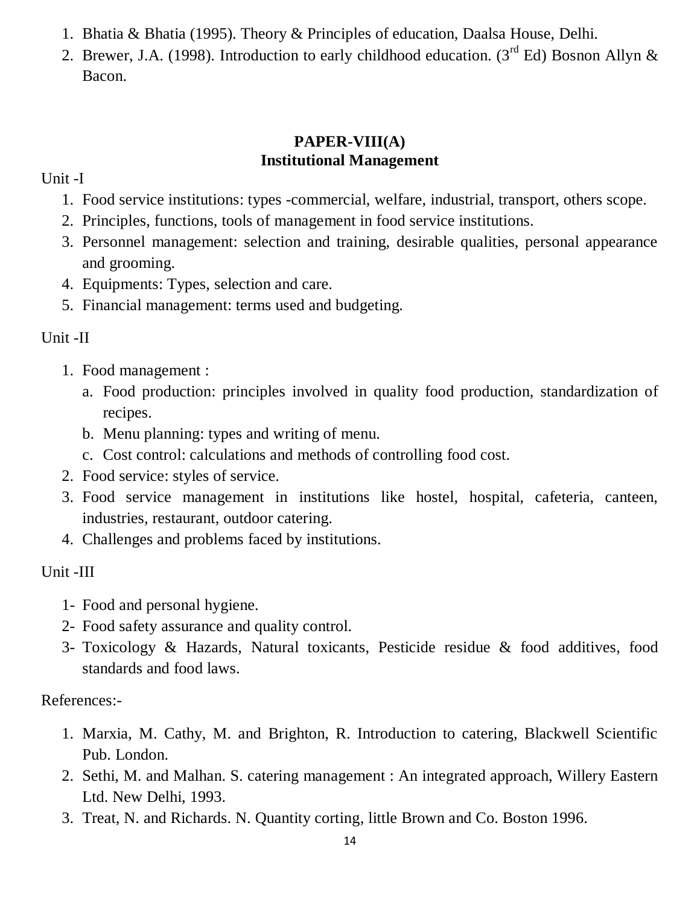1. Bhatia & Bhatia (1995). Theory & Principles of education, Daalsa House, Delhi.
2. Brewer, J.A. (1998). Introduction to early childhood education. (3rd Ed) Bosnon Allyn & Bacon.

## PAPER-VIII(A)
## Institutional Management

Unit -I

1. Food service institutions: types -commercial, welfare, industrial, transport, others scope.
2. Principles, functions, tools of management in food service institutions.
3. Personnel management: selection and training, desirable qualities, personal appearance and grooming.
4. Equipments: Types, selection and care.
5. Financial management: terms used and budgeting.

Unit -II

1. Food management :
   a. Food production: principles involved in quality food production, standardization of recipes.
   b. Menu planning: types and writing of menu.
   c. Cost control: calculations and methods of controlling food cost.
2. Food service: styles of service.
3. Food service management in institutions like hostel, hospital, cafeteria, canteen, industries, restaurant, outdoor catering.
4. Challenges and problems faced by institutions.

Unit -III

1- Food and personal hygiene.
2- Food safety assurance and quality control.
3- Toxicology & Hazards, Natural toxicants, Pesticide residue & food additives, food standards and food laws.

References:-

1. Marxia, M. Cathy, M. and Brighton, R. Introduction to catering, Blackwell Scientific Pub. London.
2. Sethi, M. and Malhan. S. catering management : An integrated approach, Willery Eastern Ltd. New Delhi, 1993.
3. Treat, N. and Richards. N. Quantity corting, little Brown and Co. Boston 1996.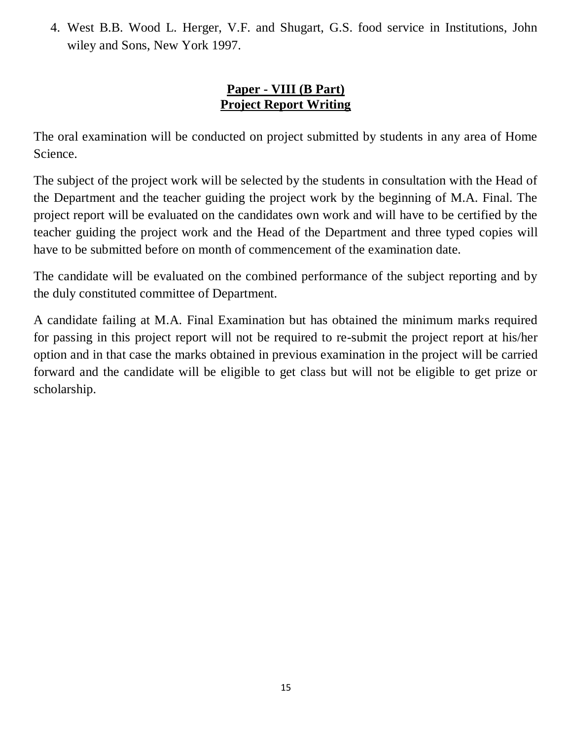4. West B.B. Wood L. Herger, V.F. and Shugart, G.S. food service in Institutions, John wiley and Sons, New York 1997.

## Paper - VIII (B Part)
## Project Report Writing

The oral examination will be conducted on project submitted by students in any area of Home Science.

The subject of the project work will be selected by the students in consultation with the Head of the Department and the teacher guiding the project work by the beginning of M.A. Final. The project report will be evaluated on the candidates own work and will have to be certified by the teacher guiding the project work and the Head of the Department and three typed copies will have to be submitted before on month of commencement of the examination date.

The candidate will be evaluated on the combined performance of the subject reporting and by the duly constituted committee of Department.

A candidate failing at M.A. Final Examination but has obtained the minimum marks required for passing in this project report will not be required to re-submit the project report at his/her option and in that case the marks obtained in previous examination in the project will be carried forward and the candidate will be eligible to get class but will not be eligible to get prize or scholarship.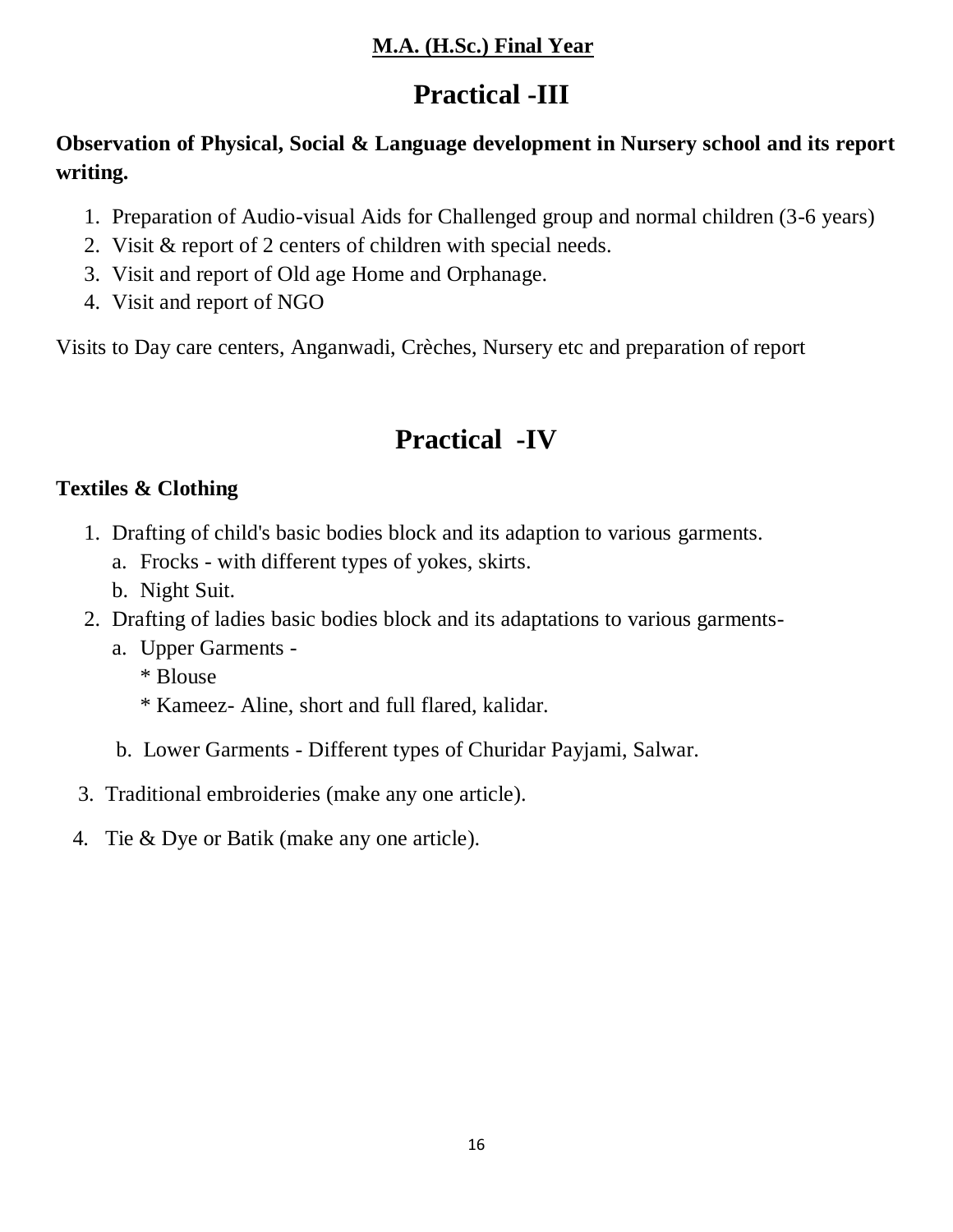**M.A. (H.Sc.) Final Year**

# Practical -III

**Observation of Physical, Social & Language development in Nursery school and its report writing.**

1. Preparation of Audio-visual Aids for Challenged group and normal children (3-6 years)
2. Visit & report of 2 centers of children with special needs.
3. Visit and report of Old age Home and Orphanage.
4. Visit and report of NGO

Visits to Day care centers, Anganwadi, Crèches, Nursery etc and preparation of report

# Practical -IV

**Textiles & Clothing**

1. Drafting of child's basic bodies block and its adaption to various garments.
   a. Frocks - with different types of yokes, skirts.
   b. Night Suit.
2. Drafting of ladies basic bodies block and its adaptations to various garments-
   a. Upper Garments -
      * Blouse
      * Kameez- Aline, short and full flared, kalidar.

   b. Lower Garments - Different types of Churidar Payjami, Salwar.
3. Traditional embroideries (make any one article).
4. Tie & Dye or Batik (make any one article).